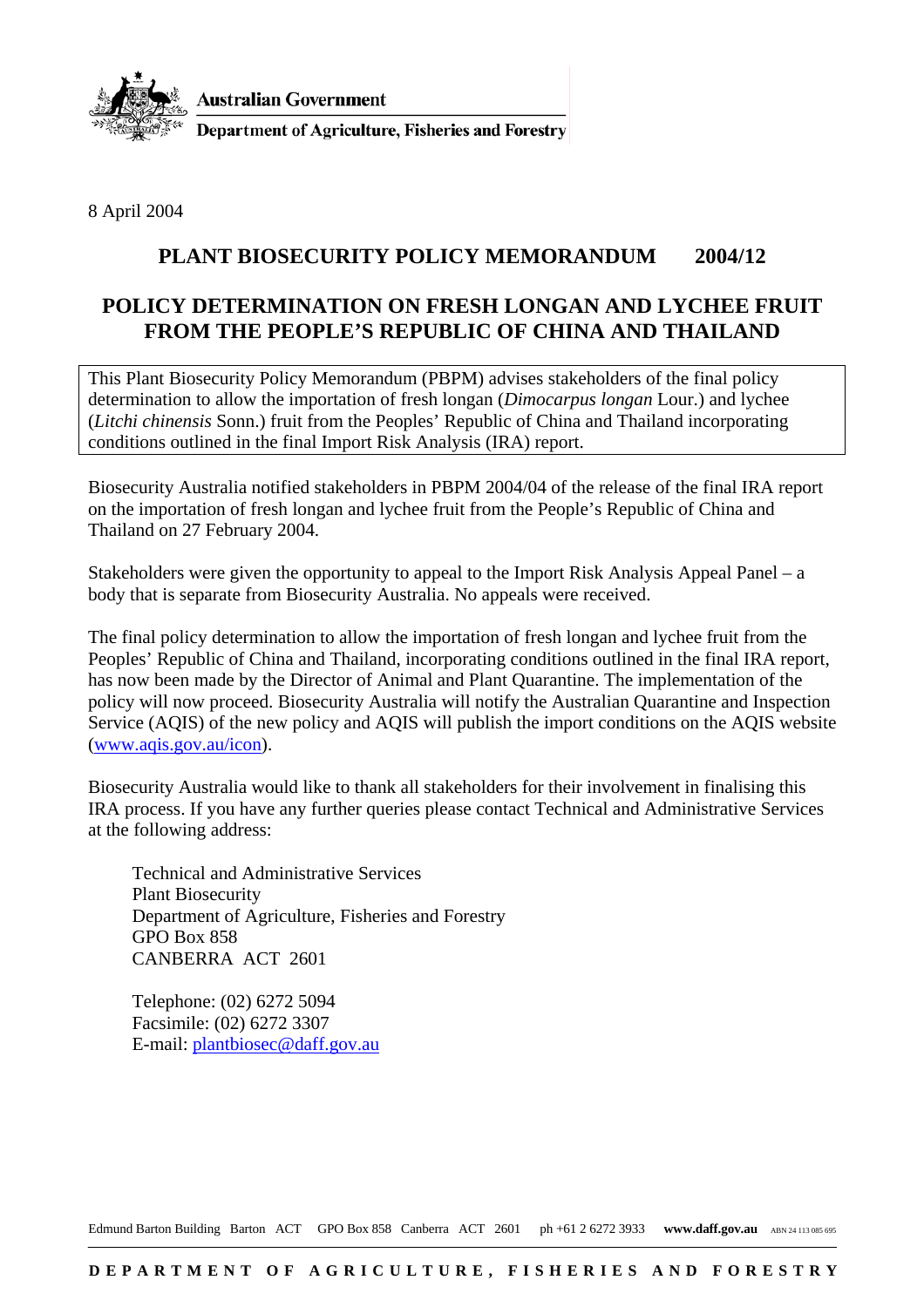Australian Government

Department of Agriculture, Fisheries and Forestry

8 April 2004

## PLANT BIOSECURITY POLICY MEMORANDUM 2004/12

## POLICY DETERMINATION ON FRESH LONGAN AND LYCHEE FRUIT FROM THE PEOPLE'S REPUBLIC OF CHINA AND THAILAND

This Plant Biosecurity Policy Memorandum (PBPM) advises stakeholders of the final policy determination to allow the importation of fresh longan (*Dimocarpus longan* Lour.) and lychee (*Litchi chinensis* Sonn.) fruit from the Peoples' Republic of China and Thailand incorporating conditions outlined in the final Import Risk Analysis (IRA) report.

Biosecurity Australia notified stakeholders in PBPM 2004/04 of the release of the final IRA report on the importation of fresh longan and lychee fruit from the People's Republic of China and Thailand on 27 February 2004.

Stakeholders were given the opportunity to appeal to the Import Risk Analysis Appeal Panel – a body that is separate from Biosecurity Australia. No appeals were received.

The final policy determination to allow the importation of fresh longan and lychee fruit from the Peoples' Republic of China and Thailand, incorporating conditions outlined in the final IRA report, has now been made by the Director of Animal and Plant Quarantine. The implementation of the policy will now proceed. Biosecurity Australia will notify the Australian Quarantine and Inspection Service (AQIS) of the new policy and AQIS will publish the import conditions on the AQIS website (www.aqis.gov.au/icon).

Biosecurity Australia would like to thank all stakeholders for their involvement in finalising this IRA process. If you have any further queries please contact Technical and Administrative Services at the following address:

Technical and Administrative Services
Plant Biosecurity
Department of Agriculture, Fisheries and Forestry
GPO Box 858
CANBERRA ACT 2601

Telephone: (02) 6272 5094
Facsimile: (02) 6272 3307
E-mail: plantbiosec@daff.gov.au

Edmund Barton Building Barton ACT GPO Box 858 Canberra ACT 2601 ph +61 2 6272 3933 **www.daff.gov.au** ABN 24 113 085 695

**DEPARTMENT OF AGRICULTURE, FISHERIES AND FORESTRY**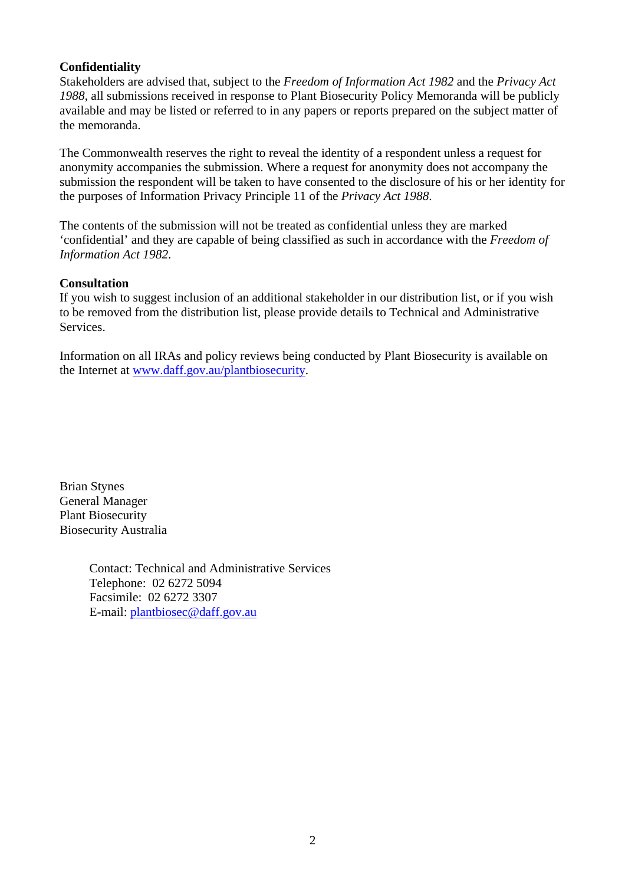**Confidentiality**

Stakeholders are advised that, subject to the *Freedom of Information Act 1982* and the *Privacy Act 1988*, all submissions received in response to Plant Biosecurity Policy Memoranda will be publicly available and may be listed or referred to in any papers or reports prepared on the subject matter of the memoranda.

The Commonwealth reserves the right to reveal the identity of a respondent unless a request for anonymity accompanies the submission. Where a request for anonymity does not accompany the submission the respondent will be taken to have consented to the disclosure of his or her identity for the purposes of Information Privacy Principle 11 of the *Privacy Act 1988*.

The contents of the submission will not be treated as confidential unless they are marked 'confidential' and they are capable of being classified as such in accordance with the *Freedom of Information Act 1982*.

**Consultation**

If you wish to suggest inclusion of an additional stakeholder in our distribution list, or if you wish to be removed from the distribution list, please provide details to Technical and Administrative Services.

Information on all IRAs and policy reviews being conducted by Plant Biosecurity is available on the Internet at [www.daff.gov.au/plantbiosecurity](www.daff.gov.au/plantbiosecurity).

Brian Stynes
General Manager
Plant Biosecurity
Biosecurity Australia

Contact: Technical and Administrative Services
Telephone: 02 6272 5094
Facsimile: 02 6272 3307
E-mail: [plantbiosec@daff.gov.au](mailto:plantbiosec@daff.gov.au)